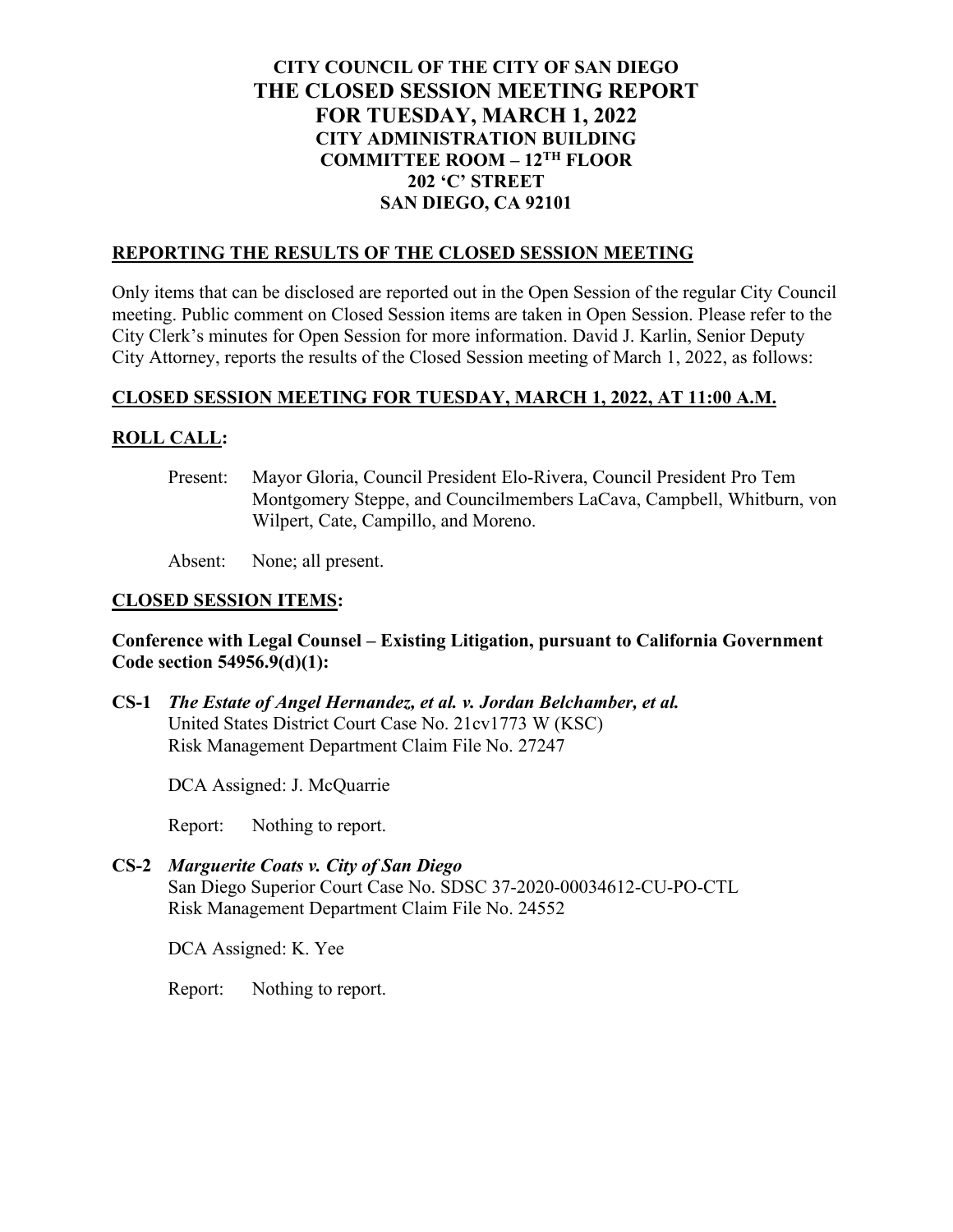# CITY COUNCIL OF THE CITY OF SAN DIEGO
# THE CLOSED SESSION MEETING REPORT
# FOR TUESDAY, MARCH 1, 2022
## CITY ADMINISTRATION BUILDING
## COMMITTEE ROOM – 12TH FLOOR
## 202 ‘C’ STREET
## SAN DIEGO, CA 92101

**REPORTING THE RESULTS OF THE CLOSED SESSION MEETING**

Only items that can be disclosed are reported out in the Open Session of the regular City Council meeting. Public comment on Closed Session items are taken in Open Session. Please refer to the City Clerk’s minutes for Open Session for more information. David J. Karlin, Senior Deputy City Attorney, reports the results of the Closed Session meeting of March 1, 2022, as follows:

**CLOSED SESSION MEETING FOR TUESDAY, MARCH 1, 2022, AT 11:00 A.M.**

**ROLL CALL:**

Present: Mayor Gloria, Council President Elo-Rivera, Council President Pro Tem Montgomery Steppe, and Councilmembers LaCava, Campbell, Whitburn, von Wilpert, Cate, Campillo, and Moreno.

Absent: None; all present.

**CLOSED SESSION ITEMS:**

**Conference with Legal Counsel – Existing Litigation, pursuant to California Government Code section 54956.9(d)(1):**

**CS-1** ***The Estate of Angel Hernandez, et al. v. Jordan Belchamber, et al.***
United States District Court Case No. 21cv1773 W (KSC)
Risk Management Department Claim File No. 27247

DCA Assigned: J. McQuarrie

Report: Nothing to report.

**CS-2** ***Marguerite Coats v. City of San Diego***
San Diego Superior Court Case No. SDSC 37-2020-00034612-CU-PO-CTL
Risk Management Department Claim File No. 24552

DCA Assigned: K. Yee

Report: Nothing to report.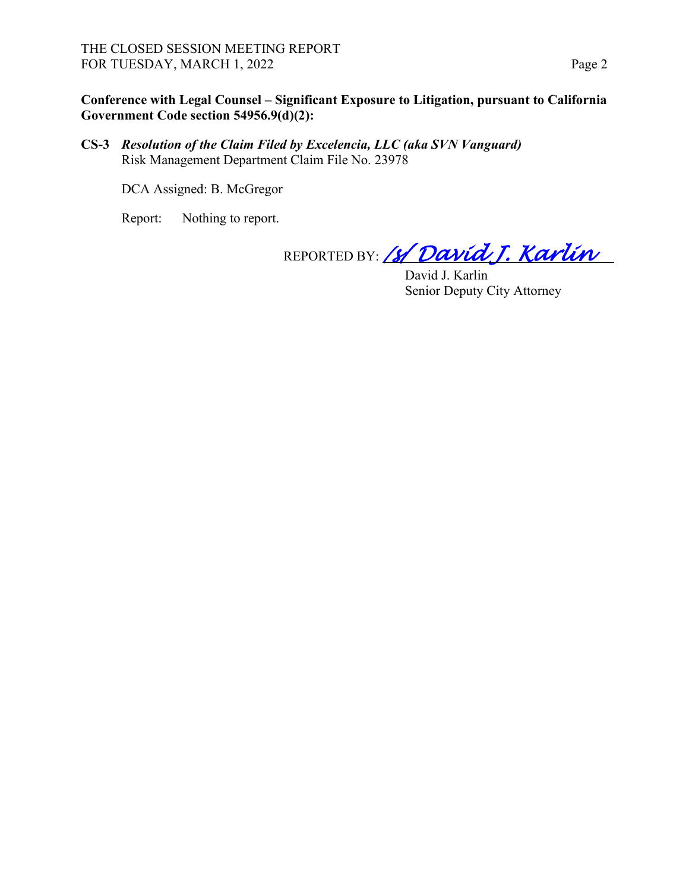**Conference with Legal Counsel – Significant Exposure to Litigation, pursuant to California Government Code section 54956.9(d)(2):**

**CS-3** ***Resolution of the Claim Filed by Excelencia, LLC (aka SVN Vanguard)***
Risk Management Department Claim File No. 23978

DCA Assigned: B. McGregor

Report: Nothing to report.

REPORTED BY: /s/ David J. Karlin

David J. Karlin
Senior Deputy City Attorney